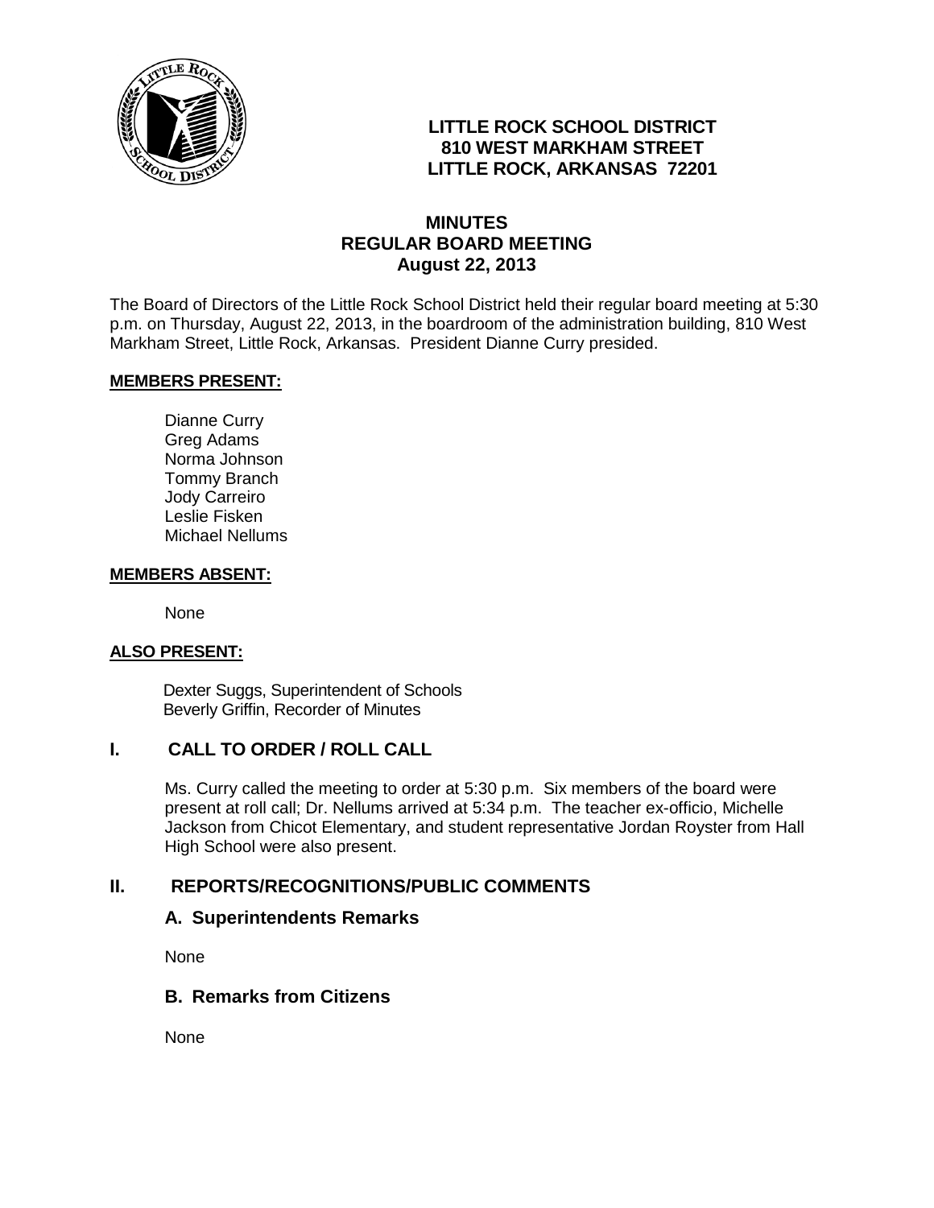**LITTLE ROCK SCHOOL DISTRICT**
**810 WEST MARKHAM STREET**
**LITTLE ROCK, ARKANSAS 72201**

# MINUTES
# REGULAR BOARD MEETING
# August 22, 2013

The Board of Directors of the Little Rock School District held their regular board meeting at 5:30 p.m. on Thursday, August 22, 2013, in the boardroom of the administration building, 810 West Markham Street, Little Rock, Arkansas. President Dianne Curry presided.

**MEMBERS PRESENT:**

Dianne Curry
Greg Adams
Norma Johnson
Tommy Branch
Jody Carreiro
Leslie Fisken
Michael Nellums

**MEMBERS ABSENT:**

None

**ALSO PRESENT:**

Dexter Suggs, Superintendent of Schools
Beverly Griffin, Recorder of Minutes

## I. CALL TO ORDER / ROLL CALL

Ms. Curry called the meeting to order at 5:30 p.m. Six members of the board were present at roll call; Dr. Nellums arrived at 5:34 p.m. The teacher ex-officio, Michelle Jackson from Chicot Elementary, and student representative Jordan Royster from Hall High School were also present.

## II. REPORTS/RECOGNITIONS/PUBLIC COMMENTS

### A. Superintendents Remarks

None

### B. Remarks from Citizens

None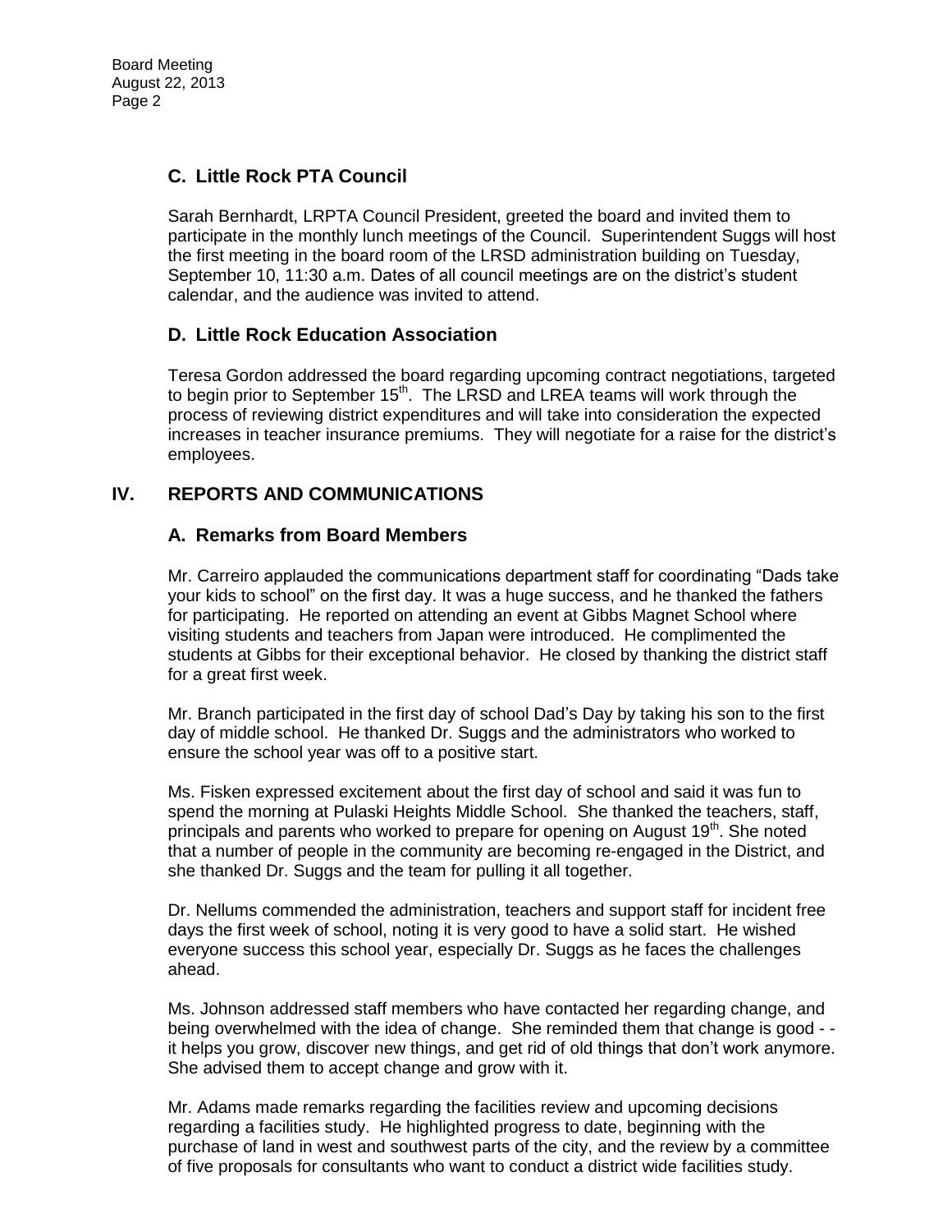### C. Little Rock PTA Council

Sarah Bernhardt, LRPTA Council President, greeted the board and invited them to participate in the monthly lunch meetings of the Council. Superintendent Suggs will host the first meeting in the board room of the LRSD administration building on Tuesday, September 10, 11:30 a.m. Dates of all council meetings are on the district's student calendar, and the audience was invited to attend.

### D. Little Rock Education Association

Teresa Gordon addressed the board regarding upcoming contract negotiations, targeted to begin prior to September 15th. The LRSD and LREA teams will work through the process of reviewing district expenditures and will take into consideration the expected increases in teacher insurance premiums. They will negotiate for a raise for the district's employees.

## IV. REPORTS AND COMMUNICATIONS

### A. Remarks from Board Members

Mr. Carreiro applauded the communications department staff for coordinating "Dads take your kids to school" on the first day. It was a huge success, and he thanked the fathers for participating. He reported on attending an event at Gibbs Magnet School where visiting students and teachers from Japan were introduced. He complimented the students at Gibbs for their exceptional behavior. He closed by thanking the district staff for a great first week.

Mr. Branch participated in the first day of school Dad's Day by taking his son to the first day of middle school. He thanked Dr. Suggs and the administrators who worked to ensure the school year was off to a positive start.

Ms. Fisken expressed excitement about the first day of school and said it was fun to spend the morning at Pulaski Heights Middle School. She thanked the teachers, staff, principals and parents who worked to prepare for opening on August 19th. She noted that a number of people in the community are becoming re-engaged in the District, and she thanked Dr. Suggs and the team for pulling it all together.

Dr. Nellums commended the administration, teachers and support staff for incident free days the first week of school, noting it is very good to have a solid start. He wished everyone success this school year, especially Dr. Suggs as he faces the challenges ahead.

Ms. Johnson addressed staff members who have contacted her regarding change, and being overwhelmed with the idea of change. She reminded them that change is good - - it helps you grow, discover new things, and get rid of old things that don't work anymore. She advised them to accept change and grow with it.

Mr. Adams made remarks regarding the facilities review and upcoming decisions regarding a facilities study. He highlighted progress to date, beginning with the purchase of land in west and southwest parts of the city, and the review by a committee of five proposals for consultants who want to conduct a district wide facilities study.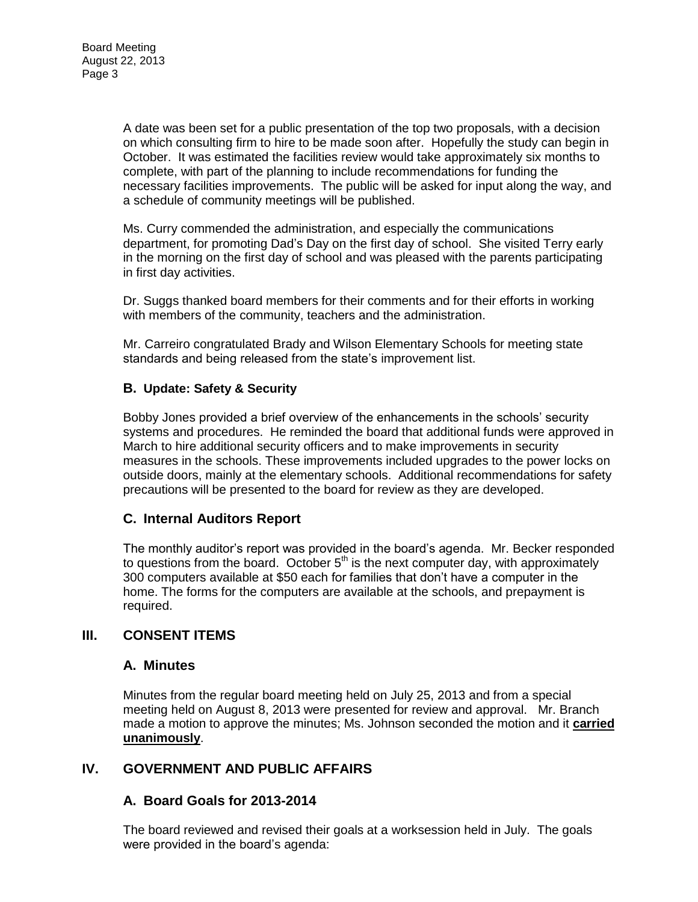A date was been set for a public presentation of the top two proposals, with a decision on which consulting firm to hire to be made soon after. Hopefully the study can begin in October. It was estimated the facilities review would take approximately six months to complete, with part of the planning to include recommendations for funding the necessary facilities improvements. The public will be asked for input along the way, and a schedule of community meetings will be published.

Ms. Curry commended the administration, and especially the communications department, for promoting Dad's Day on the first day of school. She visited Terry early in the morning on the first day of school and was pleased with the parents participating in first day activities.

Dr. Suggs thanked board members for their comments and for their efforts in working with members of the community, teachers and the administration.

Mr. Carreiro congratulated Brady and Wilson Elementary Schools for meeting state standards and being released from the state's improvement list.

### B. Update: Safety & Security

Bobby Jones provided a brief overview of the enhancements in the schools' security systems and procedures. He reminded the board that additional funds were approved in March to hire additional security officers and to make improvements in security measures in the schools. These improvements included upgrades to the power locks on outside doors, mainly at the elementary schools. Additional recommendations for safety precautions will be presented to the board for review as they are developed.

### C. Internal Auditors Report

The monthly auditor's report was provided in the board's agenda. Mr. Becker responded to questions from the board. October 5th is the next computer day, with approximately 300 computers available at $50 each for families that don't have a computer in the home. The forms for the computers are available at the schools, and prepayment is required.

## III. CONSENT ITEMS

### A. Minutes

Minutes from the regular board meeting held on July 25, 2013 and from a special meeting held on August 8, 2013 were presented for review and approval. Mr. Branch made a motion to approve the minutes; Ms. Johnson seconded the motion and it **carried unanimously**.

## IV. GOVERNMENT AND PUBLIC AFFAIRS

### A. Board Goals for 2013-2014

The board reviewed and revised their goals at a worksession held in July. The goals were provided in the board's agenda: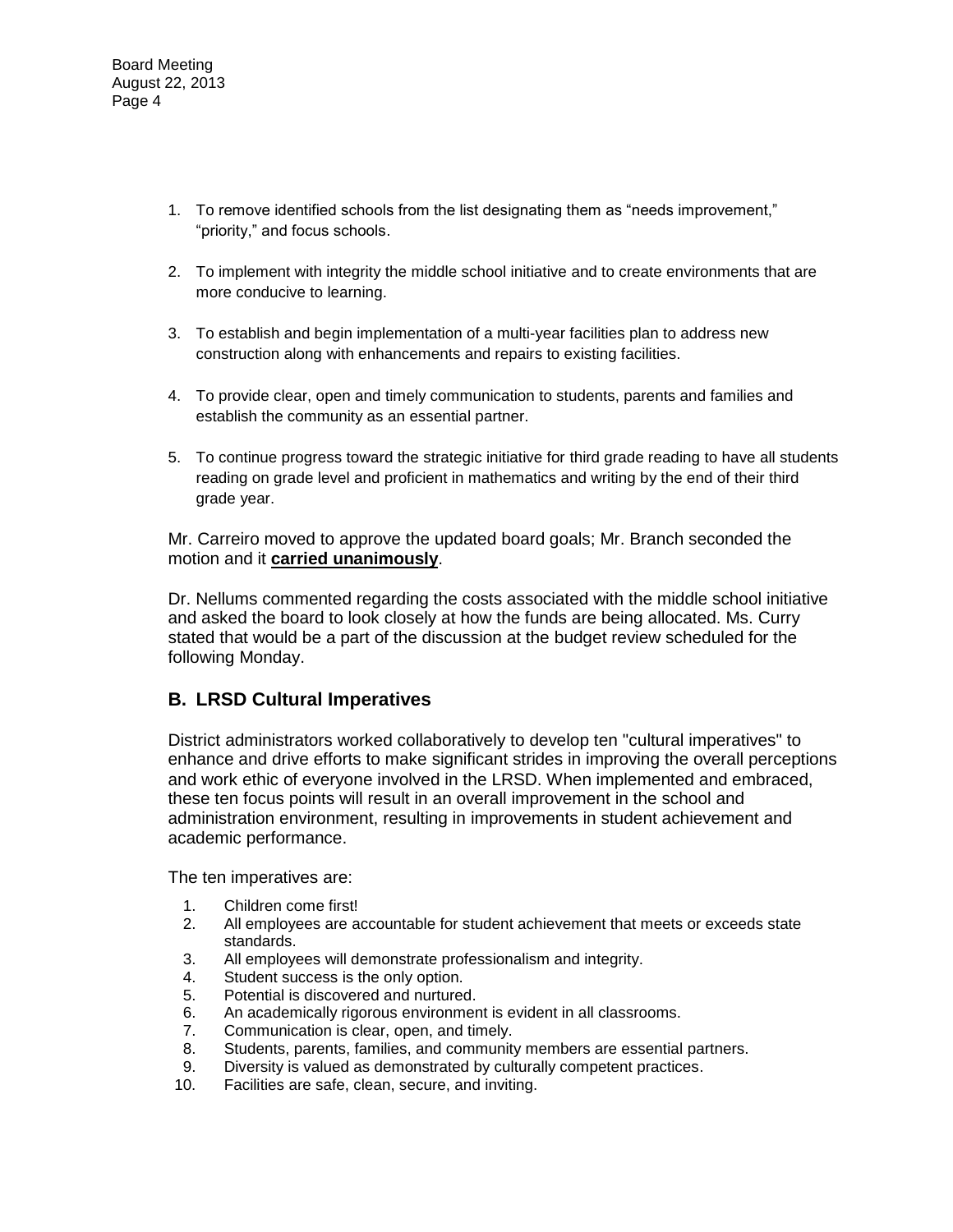1. To remove identified schools from the list designating them as "needs improvement," "priority," and focus schools.

2. To implement with integrity the middle school initiative and to create environments that are more conducive to learning.

3. To establish and begin implementation of a multi-year facilities plan to address new construction along with enhancements and repairs to existing facilities.

4. To provide clear, open and timely communication to students, parents and families and establish the community as an essential partner.

5. To continue progress toward the strategic initiative for third grade reading to have all students reading on grade level and proficient in mathematics and writing by the end of their third grade year.

Mr. Carreiro moved to approve the updated board goals; Mr. Branch seconded the motion and it **carried unanimously**.

Dr. Nellums commented regarding the costs associated with the middle school initiative and asked the board to look closely at how the funds are being allocated. Ms. Curry stated that would be a part of the discussion at the budget review scheduled for the following Monday.

## B. LRSD Cultural Imperatives

District administrators worked collaboratively to develop ten "cultural imperatives" to enhance and drive efforts to make significant strides in improving the overall perceptions and work ethic of everyone involved in the LRSD. When implemented and embraced, these ten focus points will result in an overall improvement in the school and administration environment, resulting in improvements in student achievement and academic performance.

The ten imperatives are:

1. Children come first!
2. All employees are accountable for student achievement that meets or exceeds state standards.
3. All employees will demonstrate professionalism and integrity.
4. Student success is the only option.
5. Potential is discovered and nurtured.
6. An academically rigorous environment is evident in all classrooms.
7. Communication is clear, open, and timely.
8. Students, parents, families, and community members are essential partners.
9. Diversity is valued as demonstrated by culturally competent practices.
10. Facilities are safe, clean, secure, and inviting.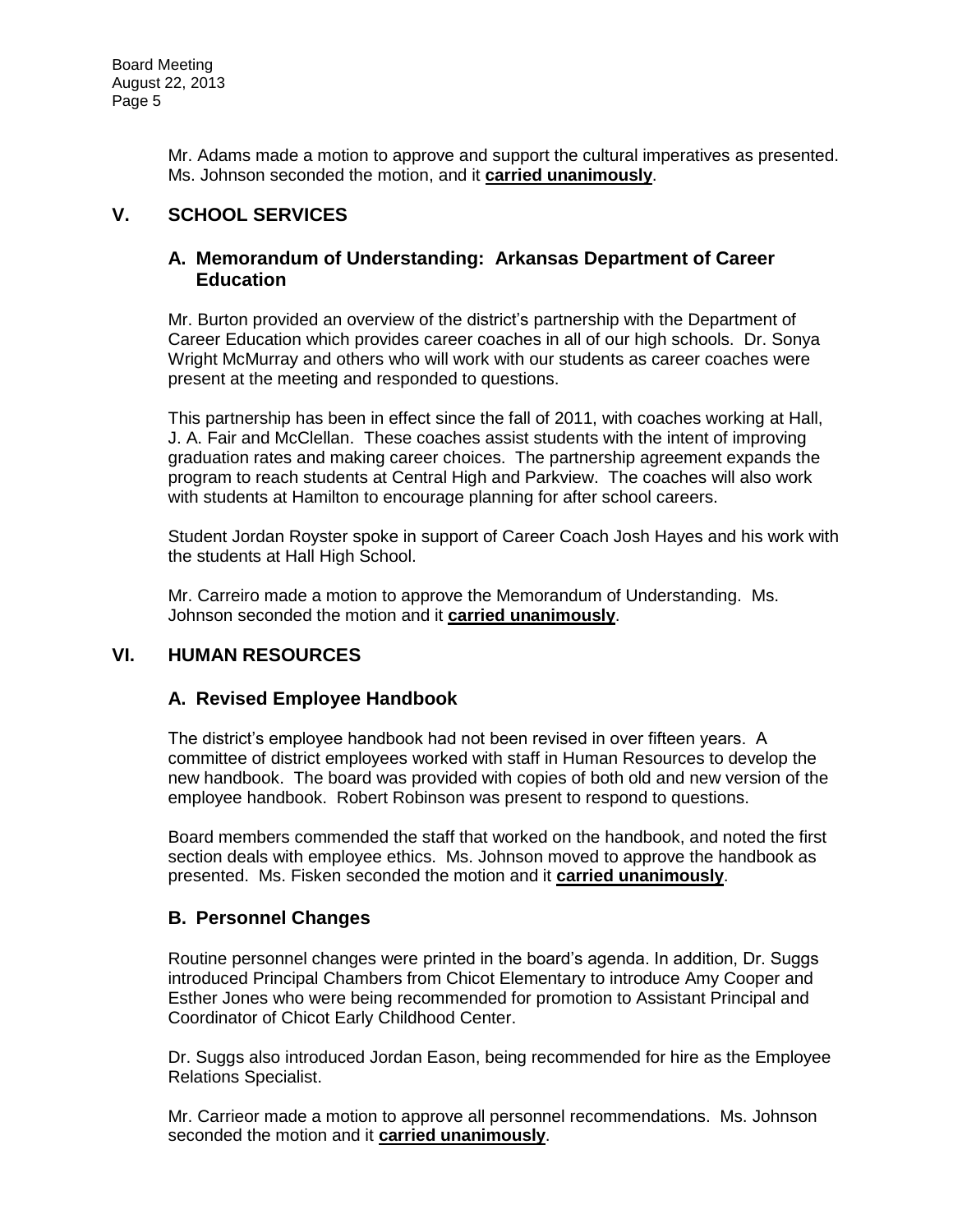Mr. Adams made a motion to approve and support the cultural imperatives as presented. Ms. Johnson seconded the motion, and it **carried unanimously**.

## V. SCHOOL SERVICES

### A. Memorandum of Understanding: Arkansas Department of Career Education

Mr. Burton provided an overview of the district's partnership with the Department of Career Education which provides career coaches in all of our high schools. Dr. Sonya Wright McMurray and others who will work with our students as career coaches were present at the meeting and responded to questions.

This partnership has been in effect since the fall of 2011, with coaches working at Hall, J. A. Fair and McClellan. These coaches assist students with the intent of improving graduation rates and making career choices. The partnership agreement expands the program to reach students at Central High and Parkview. The coaches will also work with students at Hamilton to encourage planning for after school careers.

Student Jordan Royster spoke in support of Career Coach Josh Hayes and his work with the students at Hall High School.

Mr. Carreiro made a motion to approve the Memorandum of Understanding. Ms. Johnson seconded the motion and it **carried unanimously**.

## VI. HUMAN RESOURCES

### A. Revised Employee Handbook

The district's employee handbook had not been revised in over fifteen years. A committee of district employees worked with staff in Human Resources to develop the new handbook. The board was provided with copies of both old and new version of the employee handbook. Robert Robinson was present to respond to questions.

Board members commended the staff that worked on the handbook, and noted the first section deals with employee ethics. Ms. Johnson moved to approve the handbook as presented. Ms. Fisken seconded the motion and it **carried unanimously**.

### B. Personnel Changes

Routine personnel changes were printed in the board's agenda. In addition, Dr. Suggs introduced Principal Chambers from Chicot Elementary to introduce Amy Cooper and Esther Jones who were being recommended for promotion to Assistant Principal and Coordinator of Chicot Early Childhood Center.

Dr. Suggs also introduced Jordan Eason, being recommended for hire as the Employee Relations Specialist.

Mr. Carrieor made a motion to approve all personnel recommendations. Ms. Johnson seconded the motion and it **carried unanimously**.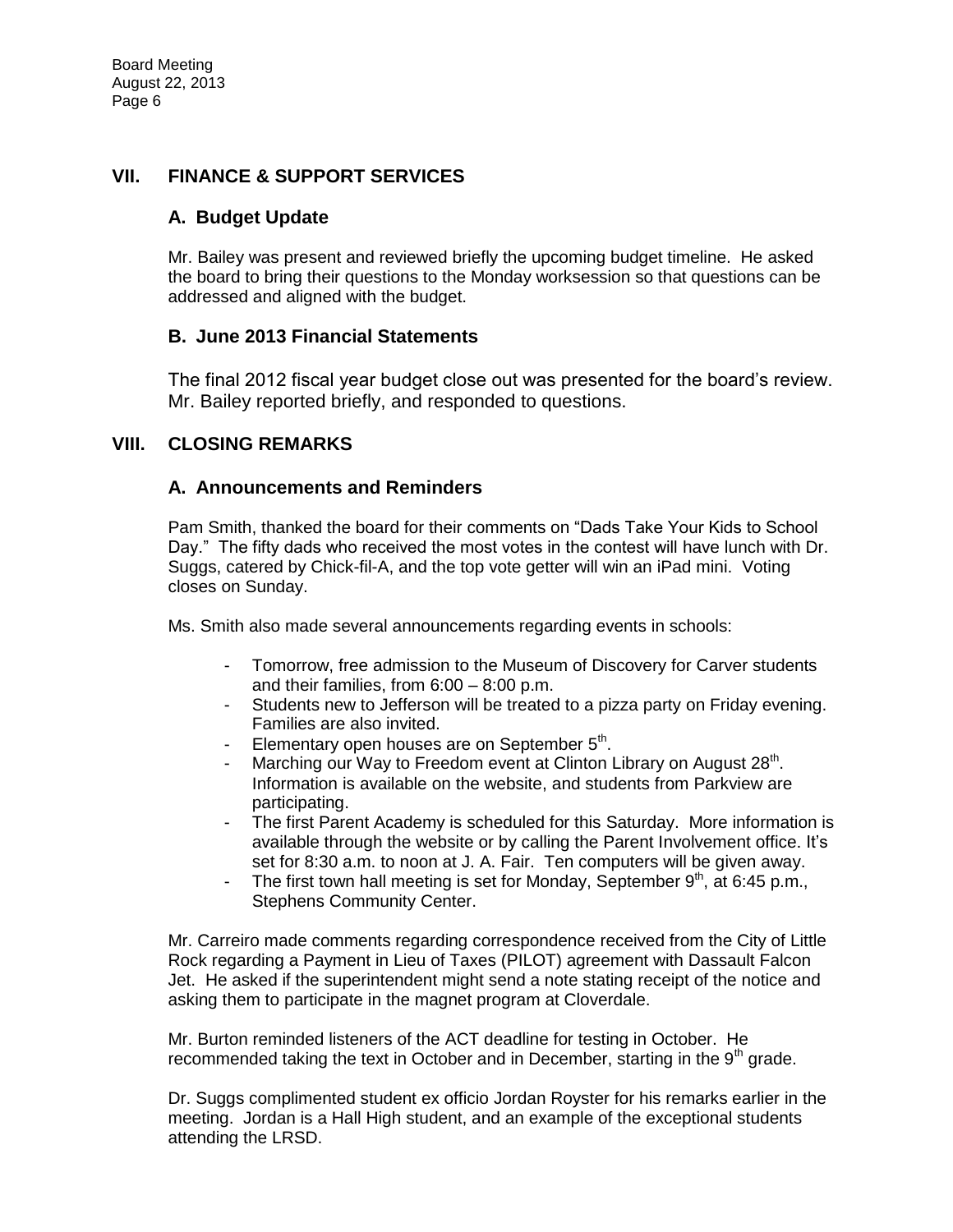## VII. FINANCE & SUPPORT SERVICES

### A. Budget Update

Mr. Bailey was present and reviewed briefly the upcoming budget timeline. He asked the board to bring their questions to the Monday worksession so that questions can be addressed and aligned with the budget.

### B. June 2013 Financial Statements

The final 2012 fiscal year budget close out was presented for the board's review. Mr. Bailey reported briefly, and responded to questions.

## VIII. CLOSING REMARKS

### A. Announcements and Reminders

Pam Smith, thanked the board for their comments on "Dads Take Your Kids to School Day." The fifty dads who received the most votes in the contest will have lunch with Dr. Suggs, catered by Chick-fil-A, and the top vote getter will win an iPad mini. Voting closes on Sunday.

Ms. Smith also made several announcements regarding events in schools:

- Tomorrow, free admission to the Museum of Discovery for Carver students and their families, from 6:00 – 8:00 p.m.
- Students new to Jefferson will be treated to a pizza party on Friday evening. Families are also invited.
- Elementary open houses are on September 5th.
- Marching our Way to Freedom event at Clinton Library on August 28th. Information is available on the website, and students from Parkview are participating.
- The first Parent Academy is scheduled for this Saturday. More information is available through the website or by calling the Parent Involvement office. It's set for 8:30 a.m. to noon at J. A. Fair. Ten computers will be given away.
- The first town hall meeting is set for Monday, September 9th, at 6:45 p.m., Stephens Community Center.

Mr. Carreiro made comments regarding correspondence received from the City of Little Rock regarding a Payment in Lieu of Taxes (PILOT) agreement with Dassault Falcon Jet. He asked if the superintendent might send a note stating receipt of the notice and asking them to participate in the magnet program at Cloverdale.

Mr. Burton reminded listeners of the ACT deadline for testing in October. He recommended taking the text in October and in December, starting in the 9th grade.

Dr. Suggs complimented student ex officio Jordan Royster for his remarks earlier in the meeting. Jordan is a Hall High student, and an example of the exceptional students attending the LRSD.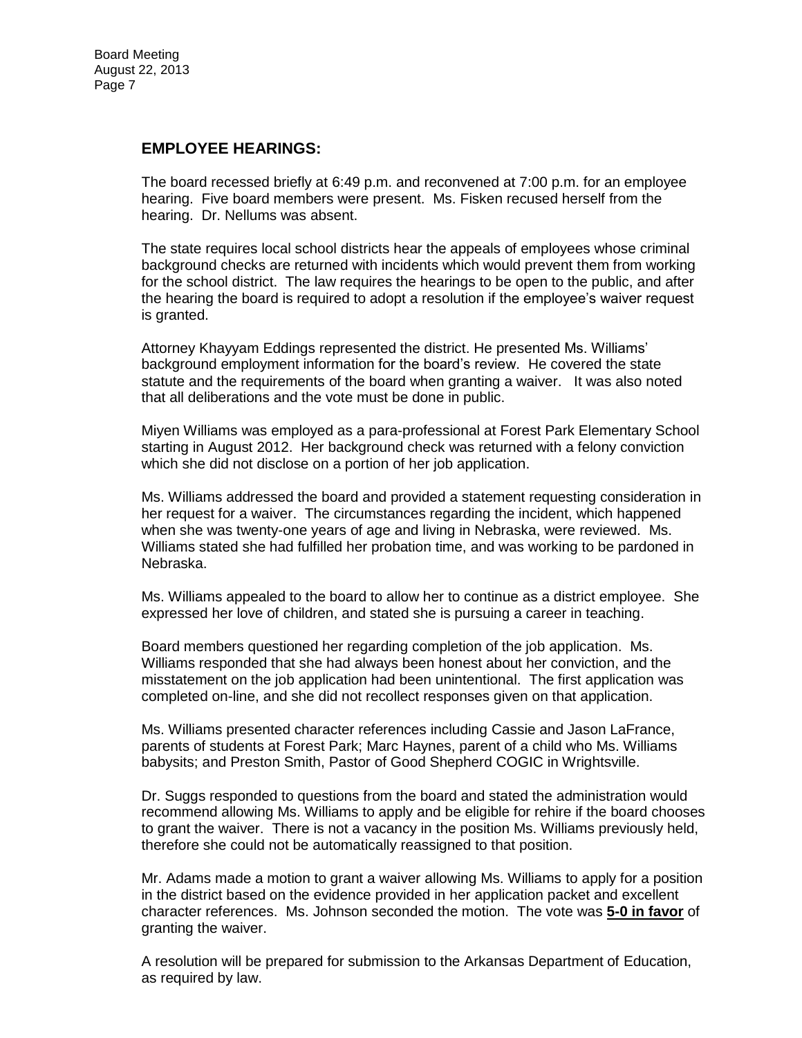## EMPLOYEE HEARINGS:

The board recessed briefly at 6:49 p.m. and reconvened at 7:00 p.m. for an employee hearing. Five board members were present. Ms. Fisken recused herself from the hearing. Dr. Nellums was absent.

The state requires local school districts hear the appeals of employees whose criminal background checks are returned with incidents which would prevent them from working for the school district. The law requires the hearings to be open to the public, and after the hearing the board is required to adopt a resolution if the employee's waiver request is granted.

Attorney Khayyam Eddings represented the district. He presented Ms. Williams' background employment information for the board's review. He covered the state statute and the requirements of the board when granting a waiver. It was also noted that all deliberations and the vote must be done in public.

Miyen Williams was employed as a para-professional at Forest Park Elementary School starting in August 2012. Her background check was returned with a felony conviction which she did not disclose on a portion of her job application.

Ms. Williams addressed the board and provided a statement requesting consideration in her request for a waiver. The circumstances regarding the incident, which happened when she was twenty-one years of age and living in Nebraska, were reviewed. Ms. Williams stated she had fulfilled her probation time, and was working to be pardoned in Nebraska.

Ms. Williams appealed to the board to allow her to continue as a district employee. She expressed her love of children, and stated she is pursuing a career in teaching.

Board members questioned her regarding completion of the job application. Ms. Williams responded that she had always been honest about her conviction, and the misstatement on the job application had been unintentional. The first application was completed on-line, and she did not recollect responses given on that application.

Ms. Williams presented character references including Cassie and Jason LaFrance, parents of students at Forest Park; Marc Haynes, parent of a child who Ms. Williams babysits; and Preston Smith, Pastor of Good Shepherd COGIC in Wrightsville.

Dr. Suggs responded to questions from the board and stated the administration would recommend allowing Ms. Williams to apply and be eligible for rehire if the board chooses to grant the waiver. There is not a vacancy in the position Ms. Williams previously held, therefore she could not be automatically reassigned to that position.

Mr. Adams made a motion to grant a waiver allowing Ms. Williams to apply for a position in the district based on the evidence provided in her application packet and excellent character references. Ms. Johnson seconded the motion. The vote was **5-0 in favor** of granting the waiver.

A resolution will be prepared for submission to the Arkansas Department of Education, as required by law.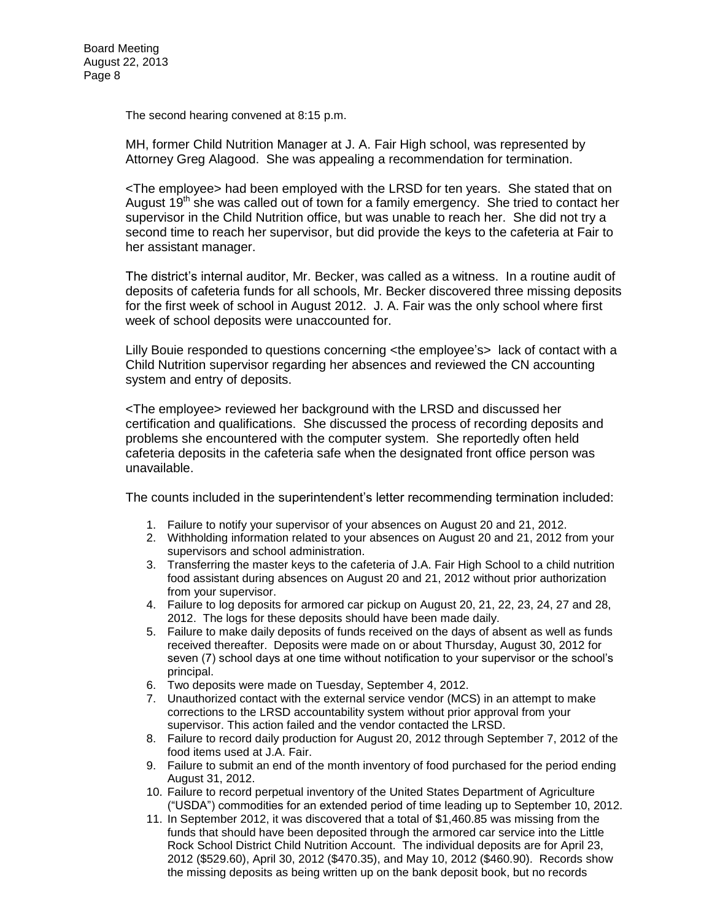The second hearing convened at 8:15 p.m.

MH, former Child Nutrition Manager at J. A. Fair High school, was represented by Attorney Greg Alagood. She was appealing a recommendation for termination.

<The employee> had been employed with the LRSD for ten years. She stated that on August 19th she was called out of town for a family emergency. She tried to contact her supervisor in the Child Nutrition office, but was unable to reach her. She did not try a second time to reach her supervisor, but did provide the keys to the cafeteria at Fair to her assistant manager.

The district's internal auditor, Mr. Becker, was called as a witness. In a routine audit of deposits of cafeteria funds for all schools, Mr. Becker discovered three missing deposits for the first week of school in August 2012. J. A. Fair was the only school where first week of school deposits were unaccounted for.

Lilly Bouie responded to questions concerning <the employee's> lack of contact with a Child Nutrition supervisor regarding her absences and reviewed the CN accounting system and entry of deposits.

<The employee> reviewed her background with the LRSD and discussed her certification and qualifications. She discussed the process of recording deposits and problems she encountered with the computer system. She reportedly often held cafeteria deposits in the cafeteria safe when the designated front office person was unavailable.

The counts included in the superintendent's letter recommending termination included:

1. Failure to notify your supervisor of your absences on August 20 and 21, 2012.
2. Withholding information related to your absences on August 20 and 21, 2012 from your supervisors and school administration.
3. Transferring the master keys to the cafeteria of J.A. Fair High School to a child nutrition food assistant during absences on August 20 and 21, 2012 without prior authorization from your supervisor.
4. Failure to log deposits for armored car pickup on August 20, 21, 22, 23, 24, 27 and 28, 2012. The logs for these deposits should have been made daily.
5. Failure to make daily deposits of funds received on the days of absent as well as funds received thereafter. Deposits were made on or about Thursday, August 30, 2012 for seven (7) school days at one time without notification to your supervisor or the school's principal.
6. Two deposits were made on Tuesday, September 4, 2012.
7. Unauthorized contact with the external service vendor (MCS) in an attempt to make corrections to the LRSD accountability system without prior approval from your supervisor. This action failed and the vendor contacted the LRSD.
8. Failure to record daily production for August 20, 2012 through September 7, 2012 of the food items used at J.A. Fair.
9. Failure to submit an end of the month inventory of food purchased for the period ending August 31, 2012.
10. Failure to record perpetual inventory of the United States Department of Agriculture ("USDA") commodities for an extended period of time leading up to September 10, 2012.
11. In September 2012, it was discovered that a total of $1,460.85 was missing from the funds that should have been deposited through the armored car service into the Little Rock School District Child Nutrition Account. The individual deposits are for April 23, 2012 ($529.60), April 30, 2012 ($470.35), and May 10, 2012 ($460.90). Records show the missing deposits as being written up on the bank deposit book, but no records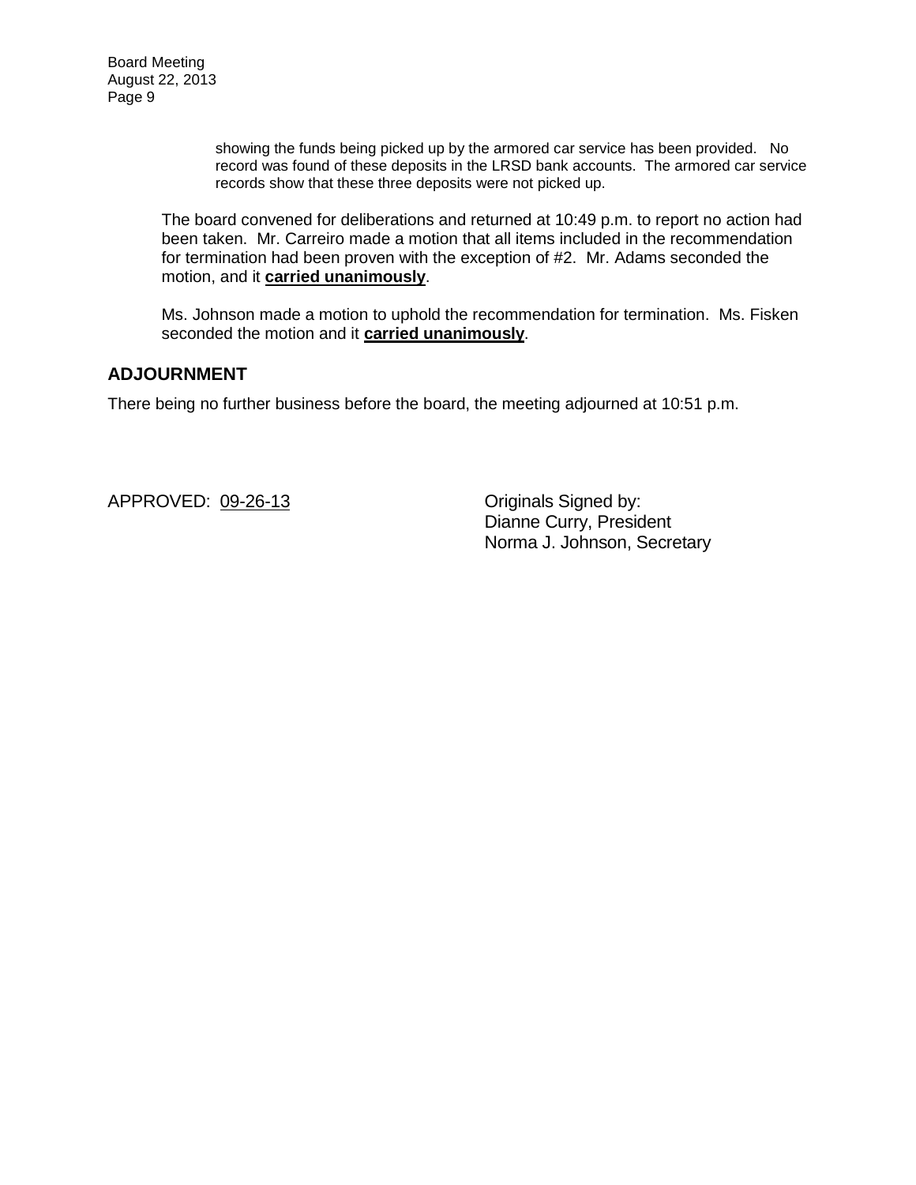showing the funds being picked up by the armored car service has been provided. No record was found of these deposits in the LRSD bank accounts. The armored car service records show that these three deposits were not picked up.

The board convened for deliberations and returned at 10:49 p.m. to report no action had been taken. Mr. Carreiro made a motion that all items included in the recommendation for termination had been proven with the exception of #2. Mr. Adams seconded the motion, and it **carried unanimously**.

Ms. Johnson made a motion to uphold the recommendation for termination. Ms. Fisken seconded the motion and it **carried unanimously**.

## ADJOURNMENT

There being no further business before the board, the meeting adjourned at 10:51 p.m.

APPROVED: 09-26-13

Originals Signed by:
Dianne Curry, President
Norma J. Johnson, Secretary